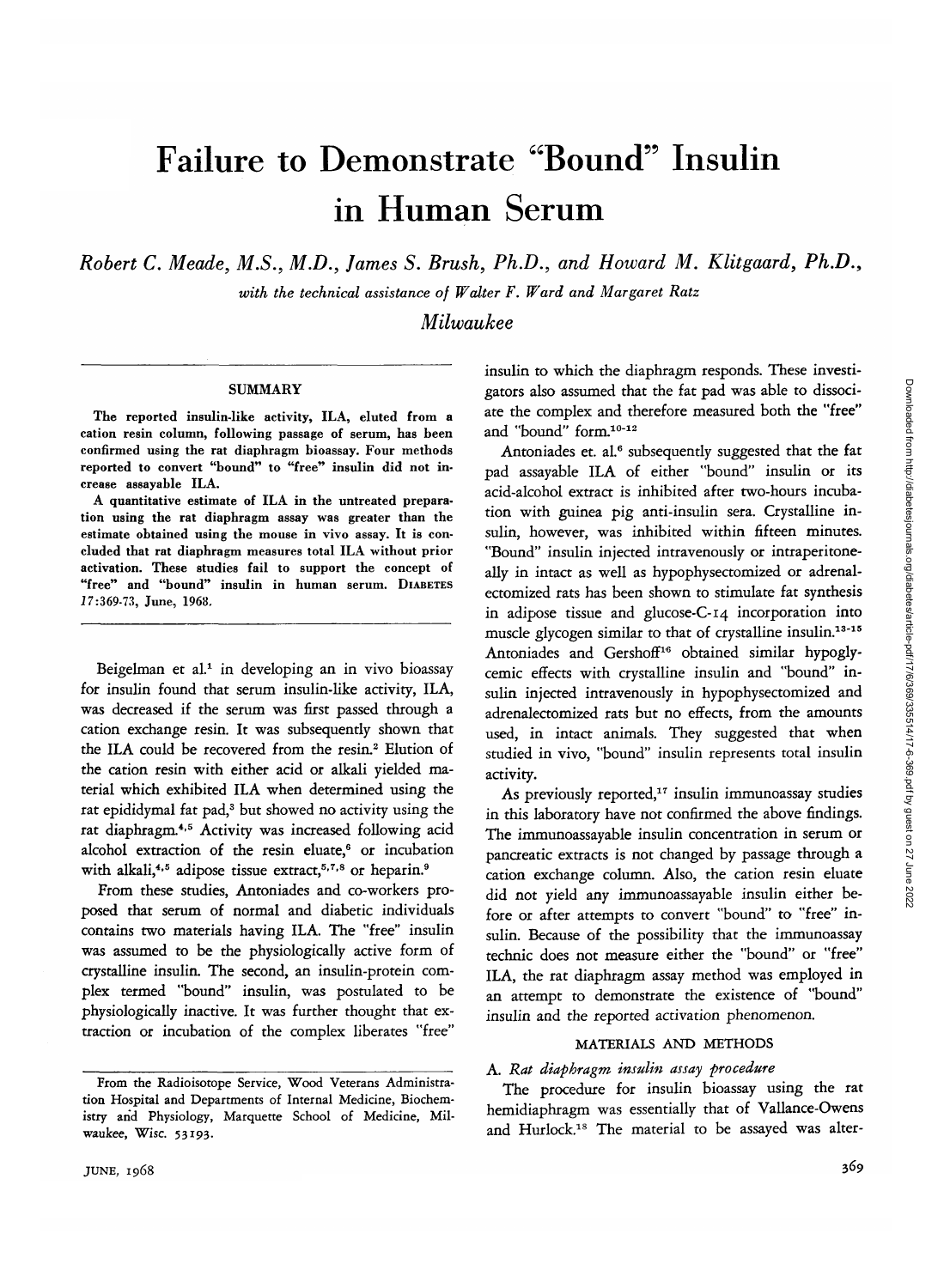# Failure to Demonstrate "Bound" Insulin in Human Serum

*Robert C. Meade, M.S., M.D., James S. Brush, Ph.D., and Howard M. Klitgaard, Ph.D.,*

*with the technical assistance of Walter F. Ward and Margaret Ratz*

*Milwaukee*

## SUMMARY

**The reported insulin-like activity, ILA, eluted from a cation resin column, following passage of serum, has been confirmed using the rat diaphragm bioassay. Four methods reported to convert "bound" to "free" insulin did not increase assayable ILA.**

**A quantitative estimate of ILA in the untreated preparation using the rat diaphragm assay was greater than the estimate obtained using the mouse in vivo assay. It is concluded that rat diaphragm measures total ILA without prior activation. These studies fail to support the concept of "free" and "bound" insulin in human serum.** DIABETES 17:369-73, June, 1968.

Beigelman et al.[1] in developing an in vivo bioassay for insulin found that serum insulin-like activity, ILA, was decreased if the serum was first passed through a cation exchange resin. It was subsequently shown that the ILA could be recovered from the resin.[2] Elution of the cation resin with either acid or alkali yielded material which exhibited ILA when determined using the rat epididymal fat pad,[3] but showed no activity using the rat diaphragm.[4,5] Activity was increased following acid alcohol extraction of the resin eluate,[6] or incubation with alkali,[4,5] adipose tissue extract,[5,7,8] or heparin.[9]

From these studies, Antoniades and co-workers proposed that serum of normal and diabetic individuals contains two materials having ILA. The "free" insulin was assumed to be the physiologically active form of crystalline insulin. The second, an insulin-protein complex termed "bound" insulin, was postulated to be physiologically inactive. It was further thought that extraction or incubation of the complex liberates "free" insulin to which the diaphragm responds. These investigators also assumed that the fat pad was able to dissociate the complex and therefore measured both the "free" and "bound" form.[10-12]

Antoniades et. al.[6] subsequently suggested that the fat pad assayable ILA of either "bound" insulin or its acid-alcohol extract is inhibited after two-hours incubation with guinea pig anti-insulin sera. Crystalline insulin, however, was inhibited within fifteen minutes. "Bound" insulin injected intravenously or intraperitoneally in intact as well as hypophysectomized or adrenalectomized rats has been shown to stimulate fat synthesis in adipose tissue and glucose-C-14 incorporation into muscle glycogen similar to that of crystalline insulin.[13-15] Antoniades and Gershoff[16] obtained similar hypoglycemic effects with crystalline insulin and "bound" insulin injected intravenously in hypophysectomized and adrenalectomized rats but no effects, from the amounts used, in intact animals. They suggested that when studied in vivo, "bound" insulin represents total insulin activity.

As previously reported,[17] insulin immunoassay studies in this laboratory have not confirmed the above findings. The immunoassayable insulin concentration in serum or pancreatic extracts is not changed by passage through a cation exchange column. Also, the cation resin eluate did not yield any immunoassayable insulin either before or after attempts to convert "bound" to "free" insulin. Because of the possibility that the immunoassay technic does not measure either the "bound" or "free" ILA, the rat diaphragm assay method was employed in an attempt to demonstrate the existence of "bound" insulin and the reported activation phenomenon.

## MATERIALS AND METHODS

### A. *Rat diaphragm insulin assay procedure*

The procedure for insulin bioassay using the rat hemidiaphragm was essentially that of Vallance-Owens and Hurlock.[18] The material to be assayed was alter-

From the Radioisotope Service, Wood Veterans Administration Hospital and Departments of Internal Medicine, Biochemistry and Physiology, Marquette School of Medicine, Milwaukee, Wisc. 53193.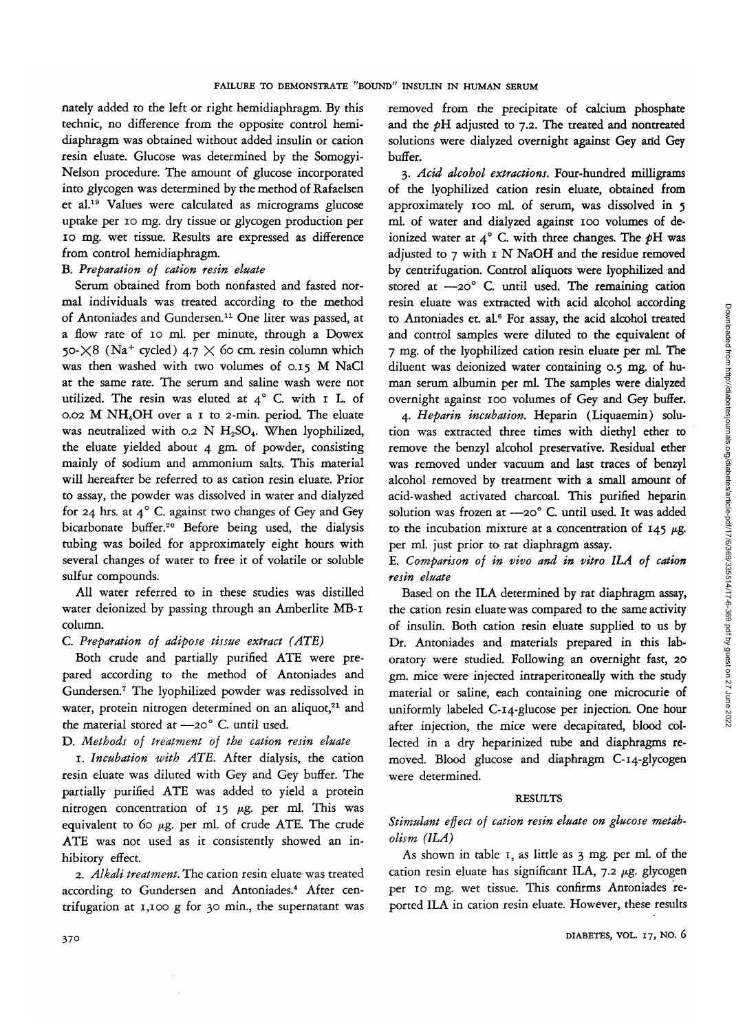nately added to the left or right hemidiaphragm. By this technic, no difference from the opposite control hemidiaphragm was obtained without added insulin or cation resin eluate. Glucose was determined by the Somogyi-Nelson procedure. The amount of glucose incorporated into glycogen was determined by the method of Rafaelsen et al.[19] Values were calculated as micrograms glucose uptake per 10 mg. dry tissue or glycogen production per 10 mg. wet tissue. Results are expressed as difference from control hemidiaphragm.

*B. Preparation of cation resin eluate*

Serum obtained from both nonfasted and fasted normal individuals was treated according to the method of Antoniades and Gundersen.[11] One liter was passed, at a flow rate of 10 ml. per minute, through a Dowex 50-$\times$8 ($Na^+$ cycled) 4.7 $\times$ 60 cm. resin column which was then washed with two volumes of 0.15 M NaCl at the same rate. The serum and saline wash were not utilized. The resin was eluted at 4° C. with 1 L. of 0.02 M $NH_4OH$ over a 1 to 2-min. period. The eluate was neutralized with 0.2 N $H_2SO_4$. When lyophilized, the eluate yielded about 4 gm. of powder, consisting mainly of sodium and ammonium salts. This material will hereafter be referred to as cation resin eluate. Prior to assay, the powder was dissolved in water and dialyzed for 24 hrs. at 4° C. against two changes of Gey and Gey bicarbonate buffer.[20] Before being used, the dialysis tubing was boiled for approximately eight hours with several changes of water to free it of volatile or soluble sulfur compounds.

All water referred to in these studies was distilled water deionized by passing through an Amberlite MB-1 column.

*C. Preparation of adipose tissue extract (ATE)*

Both crude and partially purified ATE were prepared according to the method of Antoniades and Gundersen.[7] The lyophilized powder was redissolved in water, protein nitrogen determined on an aliquot,[21] and the material stored at —20° C. until used.

*D. Methods of treatment of the cation resin eluate*

1. *Incubation with ATE.* After dialysis, the cation resin eluate was diluted with Gey and Gey buffer. The partially purified ATE was added to yield a protein nitrogen concentration of 15 $\mu$g. per ml. This was equivalent to 60 $\mu$g. per ml. of crude ATE. The crude ATE was not used as it consistently showed an inhibitory effect.

2. *Alkali treatment.* The cation resin eluate was treated according to Gundersen and Antoniades.[4] After centrifugation at 1,100 g for 30 min., the supernatant was removed from the precipitate of calcium phosphate and the $pH$ adjusted to 7.2. The treated and nontreated solutions were dialyzed overnight against Gey and Gey buffer.

3. *Acid alcohol extractions.* Four-hundred milligrams of the lyophilized cation resin eluate, obtained from approximately 100 ml. of serum, was dissolved in 5 ml. of water and dialyzed against 100 volumes of deionized water at 4° C. with three changes. The $pH$ was adjusted to 7 with 1 N NaOH and the residue removed by centrifugation. Control aliquots were lyophilized and stored at —20° C. until used. The remaining cation resin eluate was extracted with acid alcohol according to Antoniades et. al.[6] For assay, the acid alcohol treated and control samples were diluted to the equivalent of 7 mg. of the lyophilized cation resin eluate per ml. The diluent was deionized water containing 0.5 mg. of human serum albumin per ml. The samples were dialyzed overnight against 100 volumes of Gey and Gey buffer.

4. *Heparin incubation.* Heparin (Liquaemin) solution was extracted three times with diethyl ether to remove the benzyl alcohol preservative. Residual ether was removed under vacuum and last traces of benzyl alcohol removed by treatment with a small amount of acid-washed activated charcoal. This purified heparin solution was frozen at —20° C. until used. It was added to the incubation mixture at a concentration of 145 $\mu$g. per ml. just prior to rat diaphragm assay.

*E. Comparison of in vivo and in vitro ILA of cation resin eluate*

Based on the ILA determined by rat diaphragm assay, the cation resin eluate was compared to the same activity of insulin. Both cation resin eluate supplied to us by Dr. Antoniades and materials prepared in this laboratory were studied. Following an overnight fast, 20 gm. mice were injected intraperitoneally with the study material or saline, each containing one microcurie of uniformly labeled C-14-glucose per injection. One hour after injection, the mice were decapitated, blood collected in a dry heparinized tube and diaphragms removed. Blood glucose and diaphragm C-14-glycogen were determined.

## RESULTS

*Stimulant effect of cation resin eluate on glucose metabolism (ILA)*

As shown in table 1, as little as 3 mg. per ml. of the cation resin eluate has significant ILA, 7.2 $\mu$g. glycogen per 10 mg. wet tissue. This confirms Antoniades reported ILA in cation resin eluate. However, these results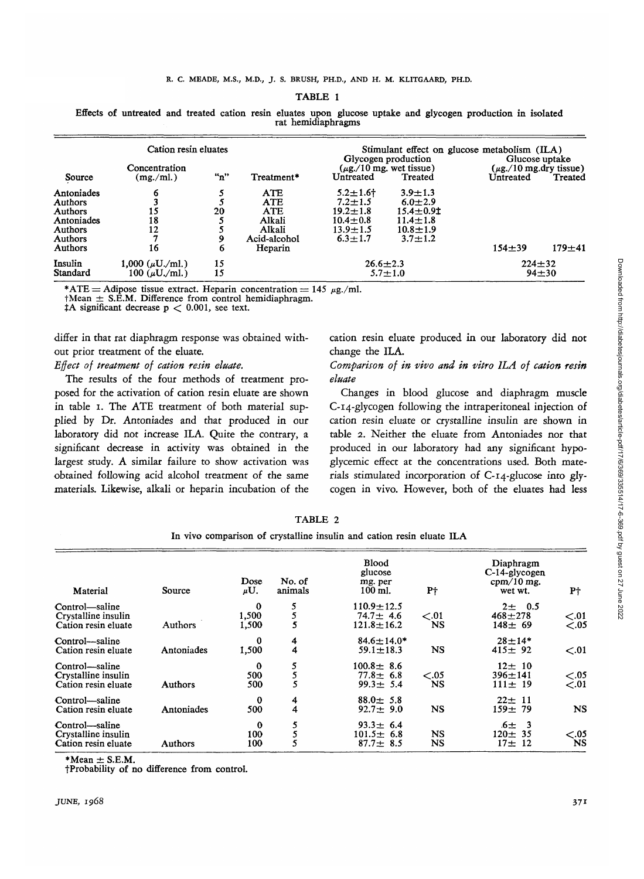TABLE 1

Effects of untreated and treated cation resin eluates upon glucose uptake and glycogen production in isolated rat hemidiaphragms

| Cation resin eluates | | | | Stimulant effect on glucose metabolism (ILA) | | | |
|---|---|---|---|---|---|---|---|
| | | | | Glycogen production ($\mu$g./10 mg. wet tissue) | | Glucose uptake ($\mu$g./10 mg. dry tissue) | |
| Source | Concentration (mg./ml.) | "n" | Treatment* | Untreated | Treated | Untreated | Treated |
| Antoniades | 6 | 5 | ATE | 5.2±1.6† | 3.9±1.3 | | |
| Authors | 3 | 5 | ATE | 7.2±1.5 | 6.0±2.9 | | |
| Authors | 15 | 20 | ATE | 19.2±1.8 | 15.4±0.9‡ | | |
| Antoniades | 18 | 5 | Alkali | 10.4±0.8 | 11.4±1.8 | | |
| Authors | 12 | 5 | Alkali | 13.9±1.5 | 10.8±1.9 | | |
| Authors | 7 | 9 | Acid-alcohol | 6.3±1.7 | 3.7±1.2 | | |
| Authors | 16 | 6 | Heparin | | | 154±39 | 179±41 |
| Insulin | 1,000 ($\mu$U./ml.) | 15 | | 26.6±2.3 | | 224±32 | |
| Standard | 100 ($\mu$U./ml.) | 15 | | 5.7±1.0 | | 94±30 | |

*ATE = Adipose tissue extract. Heparin concentration = 145 $\mu$g./ml.
†Mean ± S.E.M. Difference from control hemidiaphragm.
‡A significant decrease $p < 0.001$, see text.

differ in that rat diaphragm response was obtained without prior treatment of the eluate.

*Effect of treatment of cation resin eluate.*

The results of the four methods of treatment proposed for the activation of cation resin eluate are shown in table 1. The ATE treatment of both material supplied by Dr. Antoniades and that produced in our laboratory did not increase ILA. Quite the contrary, a significant decrease in activity was obtained in the largest study. A similar failure to show activation was obtained following acid alcohol treatment of the same materials. Likewise, alkali or heparin incubation of the cation resin eluate produced in our laboratory did not change the ILA.

*Comparison of in vivo and in vitro ILA of cation resin eluate*

Changes in blood glucose and diaphragm muscle C-14-glycogen following the intraperitoneal injection of cation resin eluate or crystalline insulin are shown in table 2. Neither the eluate from Antoniades nor that produced in our laboratory had any significant hypoglycemic effect at the concentrations used. Both materials stimulated incorporation of C-14-glucose into glycogen in vivo. However, both of the eluates had less

TABLE 2

In vivo comparison of crystalline insulin and cation resin eluate ILA

| Material | Source | Dose $\mu$U. | No. of animals | Blood glucose mg. per 100 ml. | P† | Diaphragm C-14-glycogen cpm/10 mg. wet wt. | P† |
|---|---|---|---|---|---|---|---|
| Control—saline | | 0 | 5 | 110.9±12.5 | | 2± 0.5 | |
| Crystalline insulin | | 1,500 | 5 | 74.7± 4.6 | <.01 | 468±278 | <.01 |
| Cation resin eluate | Authors | 1,500 | 5 | 121.8±16.2 | NS | 148± 69 | <.05 |
| Control—saline | | 0 | 4 | 84.6±14.0* | | 28±14* | |
| Cation resin eluate | Antoniades | 1,500 | 4 | 59.1±18.3 | NS | 415± 92 | <.01 |
| Control—saline | | 0 | 5 | 100.8± 8.6 | | 12± 10 | |
| Crystalline insulin | | 500 | 5 | 77.8± 6.8 | <.05 | 396±141 | <.05 |
| Cation resin eluate | Authors | 500 | 5 | 99.3± 5.4 | NS | 111± 19 | <.01 |
| Control—saline | | 0 | 4 | 88.0± 5.8 | | 22± 11 | |
| Cation resin eluate | Antoniades | 500 | 4 | 92.7± 9.0 | NS | 159± 79 | NS |
| Control—saline | | 0 | 5 | 93.3± 6.4 | | .6± 3 | |
| Crystalline insulin | | 100 | 5 | 101.5± 6.8 | NS | 120± 35 | <.05 |
| Cation resin eluate | Authors | 100 | 5 | 87.7± 8.5 | NS | 17± 12 | NS |

*Mean ± S.E.M.
†Probability of no difference from control.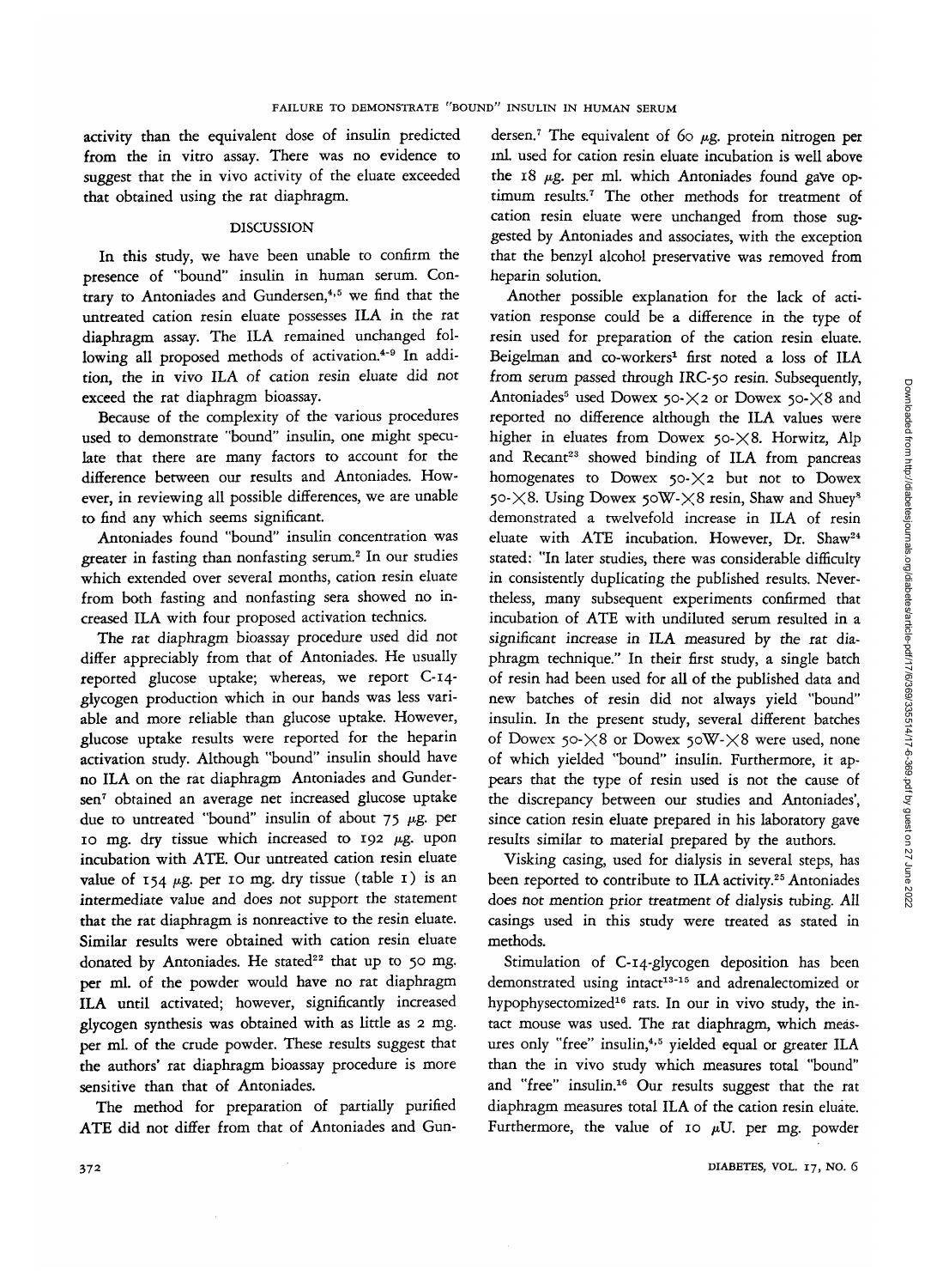activity than the equivalent dose of insulin predicted from the in vitro assay. There was no evidence to suggest that the in vivo activity of the eluate exceeded that obtained using the rat diaphragm.

## DISCUSSION

In this study, we have been unable to confirm the presence of "bound" insulin in human serum. Contrary to Antoniades and Gundersen,[4,5] we find that the untreated cation resin eluate possesses ILA in the rat diaphragm assay. The ILA remained unchanged following all proposed methods of activation.[4-9] In addition, the in vivo ILA of cation resin eluate did not exceed the rat diaphragm bioassay.

Because of the complexity of the various procedures used to demonstrate "bound" insulin, one might speculate that there are many factors to account for the difference between our results and Antoniades. However, in reviewing all possible differences, we are unable to find any which seems significant.

Antoniades found "bound" insulin concentration was greater in fasting than nonfasting serum.[2] In our studies which extended over several months, cation resin eluate from both fasting and nonfasting sera showed no increased ILA with four proposed activation technics.

The rat diaphragm bioassay procedure used did not differ appreciably from that of Antoniades. He usually reported glucose uptake; whereas, we report C-14-glycogen production which in our hands was less variable and more reliable than glucose uptake. However, glucose uptake results were reported for the heparin activation study. Although "bound" insulin should have no ILA on the rat diaphragm Antoniades and Gundersen[7] obtained an average net increased glucose uptake due to untreated "bound" insulin of about 75 $\mu$g. per 10 mg. dry tissue which increased to 192 $\mu$g. upon incubation with ATE. Our untreated cation resin eluate value of 154 $\mu$g. per 10 mg. dry tissue (table 1) is an intermediate value and does not support the statement that the rat diaphragm is nonreactive to the resin eluate. Similar results were obtained with cation resin eluate donated by Antoniades. He stated[22] that up to 50 mg. per ml. of the powder would have no rat diaphragm ILA until activated; however, significantly increased glycogen synthesis was obtained with as little as 2 mg. per ml. of the crude powder. These results suggest that the authors' rat diaphragm bioassay procedure is more sensitive than that of Antoniades.

The method for preparation of partially purified ATE did not differ from that of Antoniades and Gundersen.[7] The equivalent of 60 $\mu$g. protein nitrogen per ml. used for cation resin eluate incubation is well above the 18 $\mu$g. per ml. which Antoniades found gave optimum results.[7] The other methods for treatment of cation resin eluate were unchanged from those suggested by Antoniades and associates, with the exception that the benzyl alcohol preservative was removed from heparin solution.

Another possible explanation for the lack of activation response could be a difference in the type of resin used for preparation of the cation resin eluate. Beigelman and co-workers[1] first noted a loss of ILA from serum passed through IRC-50 resin. Subsequently, Antoniades[5] used Dowex 50-×2 or Dowex 50-×8 and reported no difference although the ILA values were higher in eluates from Dowex 50-×8. Horwitz, Alp and Recant[23] showed binding of ILA from pancreas homogenates to Dowex 50-×2 but not to Dowex 50-×8. Using Dowex 50W-×8 resin, Shaw and Shuey[8] demonstrated a twelvefold increase in ILA of resin eluate with ATE incubation. However, Dr. Shaw[24] stated: "In later studies, there was considerable difficulty in consistently duplicating the published results. Nevertheless, many subsequent experiments confirmed that incubation of ATE with undiluted serum resulted in a significant increase in ILA measured by the rat diaphragm technique." In their first study, a single batch of resin had been used for all of the published data and new batches of resin did not always yield "bound" insulin. In the present study, several different batches of Dowex 50-×8 or Dowex 50W-×8 were used, none of which yielded "bound" insulin. Furthermore, it appears that the type of resin used is not the cause of the discrepancy between our studies and Antoniades', since cation resin eluate prepared in his laboratory gave results similar to material prepared by the authors.

Visking casing, used for dialysis in several steps, has been reported to contribute to ILA activity.[25] Antoniades does not mention prior treatment of dialysis tubing. All casings used in this study were treated as stated in methods.

Stimulation of C-14-glycogen deposition has been demonstrated using intact[13-15] and adrenalectomized or hypophysectomized[16] rats. In our in vivo study, the intact mouse was used. The rat diaphragm, which measures only "free" insulin,[4,5] yielded equal or greater ILA than the in vivo study which measures total "bound" and "free" insulin.[16] Our results suggest that the rat diaphragm measures total ILA of the cation resin eluate. Furthermore, the value of 10 $\mu$U. per mg. powder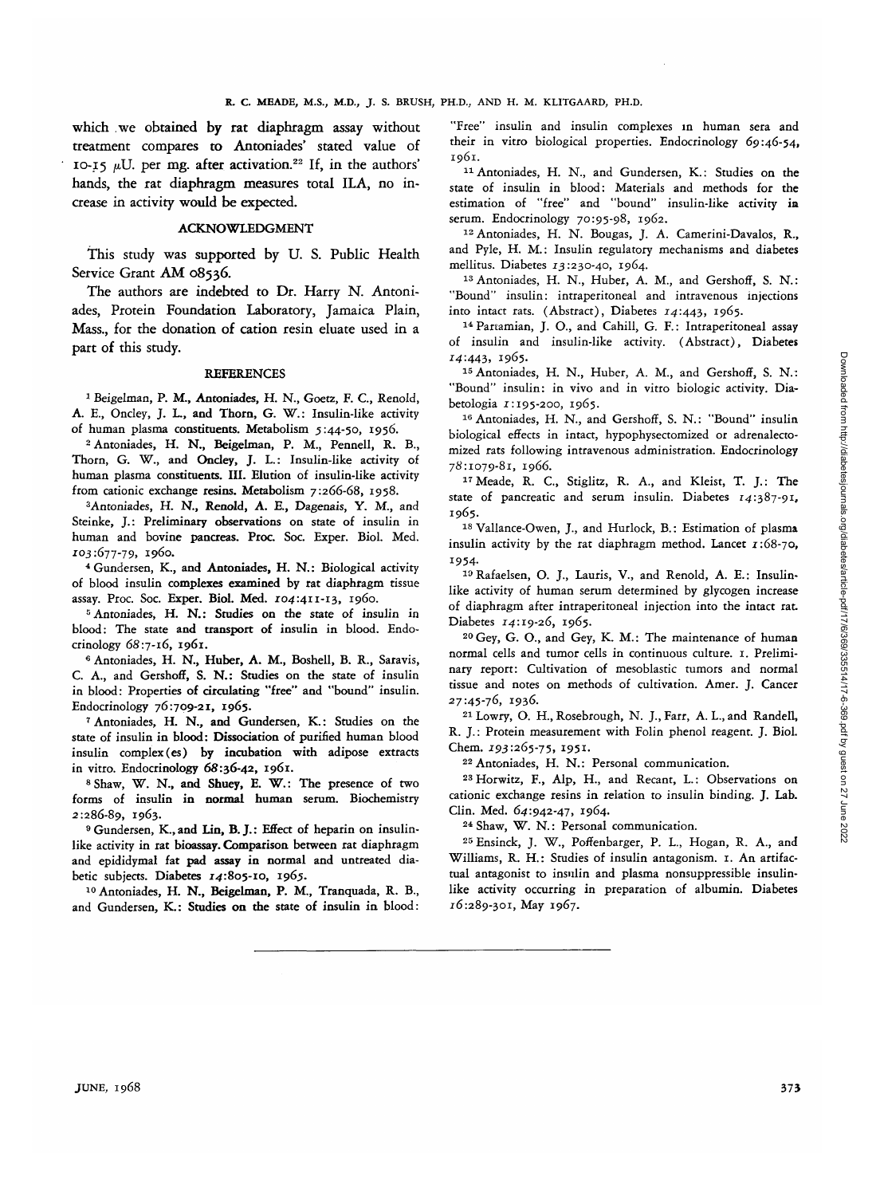which we obtained by rat diaphragm assay without treatment compares to Antoniades' stated value of 10-15 μU. per mg. after activation.[22] If, in the authors' hands, the rat diaphragm measures total ILA, no increase in activity would be expected.

## ACKNOWLEDGMENT

This study was supported by U. S. Public Health Service Grant AM 08536.

The authors are indebted to Dr. Harry N. Antoniades, Protein Foundation Laboratory, Jamaica Plain, Mass., for the donation of cation resin eluate used in a part of this study.

## REFERENCES

1 Beigelman, P. M., Antoniades, H. N., Goetz, F. C., Renold, A. E., Oncley, J. L., and Thorn, G. W.: Insulin-like activity of human plasma constituents. Metabolism *5*:44-50, 1956.

2 Antoniades, H. N., Beigelman, P. M., Pennell, R. B., Thorn, G. W., and Oncley, J. L.: Insulin-like activity of human plasma constituents. III. Elution of insulin-like activity from cationic exchange resins. Metabolism *7*:266-68, 1958.

3 Antoniades, H. N., Renold, A. E., Dagenais, Y. M., and Steinke, J.: Preliminary observations on state of insulin in human and bovine pancreas. Proc. Soc. Exper. Biol. Med. *103*:677-79, 1960.

4 Gundersen, K., and Antoniades, H. N.: Biological activity of blood insulin complexes examined by rat diaphragm tissue assay. Proc. Soc. Exper. Biol. Med. *104*:411-13, 1960.

5 Antoniades, H. N.: Studies on the state of insulin in blood: The state and transport of insulin in blood. Endocrinology *68*:7-16, 1961.

6 Antoniades, H. N., Huber, A. M., Boshell, B. R., Saravis, C. A., and Gershoff, S. N.: Studies on the state of insulin in blood: Properties of circulating "free" and "bound" insulin. Endocrinology *76*:709-21, 1965.

7 Antoniades, H. N., and Gundersen, K.: Studies on the state of insulin in blood: Dissociation of purified human blood insulin complex(es) by incubation with adipose extracts in vitro. Endocrinology *68*:36-42, 1961.

8 Shaw, W. N., and Shuey, E. W.: The presence of two forms of insulin in normal human serum. Biochemistry *2*:286-89, 1963.

9 Gundersen, K., and Lin, B. J.: Effect of heparin on insulin-like activity in rat bioassay. Comparison between rat diaphragm and epididymal fat pad assay in normal and untreated diabetic subjects. Diabetes *14*:805-10, 1965.

10 Antoniades, H. N., Beigelman, P. M., Tranquada, R. B., and Gundersen, K.: Studies on the state of insulin in blood: "Free" insulin and insulin complexes in human sera and their in vitro biological properties. Endocrinology *69*:46-54, 1961.

11 Antoniades, H. N., and Gundersen, K.: Studies on the state of insulin in blood: Materials and methods for the estimation of "free" and "bound" insulin-like activity in serum. Endocrinology *70*:95-98, 1962.

12 Antoniades, H. N. Bougas, J. A. Camerini-Davalos, R., and Pyle, H. M.: Insulin regulatory mechanisms and diabetes mellitus. Diabetes *13*:230-40, 1964.

13 Antoniades, H. N., Huber, A. M., and Gershoff, S. N.: "Bound" insulin: intraperitoneal and intravenous injections into intact rats. (Abstract), Diabetes *14*:443, 1965.

14 Partamian, J. O., and Cahill, G. F.: Intraperitoneal assay of insulin and insulin-like activity. (Abstract), Diabetes *14*:443, 1965.

15 Antoniades, H. N., Huber, A. M., and Gershoff, S. N.: "Bound" insulin: in vivo and in vitro biologic activity. Diabetologia *1*:195-200, 1965.

16 Antoniades, H. N., and Gershoff, S. N.: "Bound" insulin biological effects in intact, hypophysectomized or adrenalectomized rats following intravenous administration. Endocrinology *78*:1079-81, 1966.

17 Meade, R. C., Stiglitz, R. A., and Kleist, T. J.: The state of pancreatic and serum insulin. Diabetes *14*:387-91, 1965.

18 Vallance-Owen, J., and Hurlock, B.: Estimation of plasma insulin activity by the rat diaphragm method. Lancet *1*:68-70, 1954.

19 Rafaelsen, O. J., Lauris, V., and Renold, A. E.: Insulin-like activity of human serum determined by glycogen increase of diaphragm after intraperitoneal injection into the intact rat. Diabetes *14*:19-26, 1965.

20 Gey, G. O., and Gey, K. M.: The maintenance of human normal cells and tumor cells in continuous culture. I. Preliminary report: Cultivation of mesoblastic tumors and normal tissue and notes on methods of cultivation. Amer. J. Cancer *27*:45-76, 1936.

21 Lowry, O. H., Rosebrough, N. J., Farr, A. L., and Randell, R. J.: Protein measurement with Folin phenol reagent. J. Biol. Chem. *193*:265-75, 1951.

22 Antoniades, H. N.: Personal communication.

23 Horwitz, F., Alp, H., and Recant, L.: Observations on cationic exchange resins in relation to insulin binding. J. Lab. Clin. Med. *64*:942-47, 1964.

24 Shaw, W. N.: Personal communication.

25 Ensinck, J. W., Poffenbarger, P. L., Hogan, R. A., and Williams, R. H.: Studies of insulin antagonism. I. An artifactual antagonist to insulin and plasma nonsuppressible insulin-like activity occurring in preparation of albumin. Diabetes *16*:289-301, May 1967.